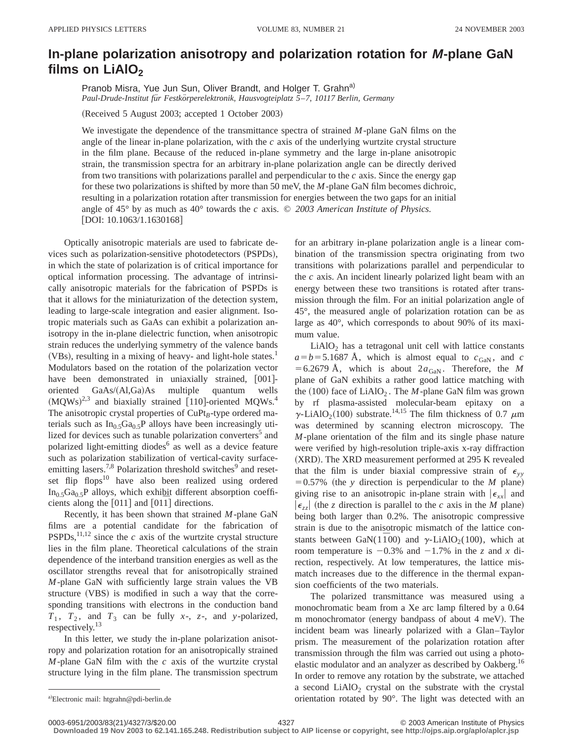# In-plane polarization anisotropy and polarization rotation for *M*-plane GaN films on $LiAlO_2$

Pranob Misra, Yue Jun Sun, Oliver Brandt, and Holger T. Grahn[a)]

*Paul-Drude-Institut für Festkörperelektronik, Hausvogteiplatz 5–7, 10117 Berlin, Germany*

(Received 5 August 2003; accepted 1 October 2003)

We investigate the dependence of the transmittance spectra of strained *M*-plane GaN films on the angle of the linear in-plane polarization, with the *c* axis of the underlying wurtzite crystal structure in the film plane. Because of the reduced in-plane symmetry and the large in-plane anisotropic strain, the transmission spectra for an arbitrary in-plane polarization angle can be directly derived from two transitions with polarizations parallel and perpendicular to the *c* axis. Since the energy gap for these two polarizations is shifted by more than 50 meV, the *M*-plane GaN film becomes dichroic, resulting in a polarization rotation after transmission for energies between the two gaps for an initial angle of 45° by as much as 40° towards the *c* axis. © *2003 American Institute of Physics.* [DOI: 10.1063/1.1630168]

Optically anisotropic materials are used to fabricate devices such as polarization-sensitive photodetectors (PSPDs), in which the state of polarization is of critical importance for optical information processing. The advantage of intrinsically anisotropic materials for the fabrication of PSPDs is that it allows for the miniaturization of the detection system, leading to large-scale integration and easier alignment. Isotropic materials such as GaAs can exhibit a polarization anisotropy in the in-plane dielectric function, when anisotropic strain reduces the underlying symmetry of the valence bands (VBs), resulting in a mixing of heavy- and light-hole states.[1] Modulators based on the rotation of the polarization vector have been demonstrated in uniaxially strained, [001]-oriented GaAs/(Al,Ga)As multiple quantum wells (MQWs)[2,3] and biaxially strained [110]-oriented MQWs.[4] The anisotropic crystal properties of $CuPt_B$-type ordered materials such as $In_{0.5}Ga_{0.5}P$ alloys have been increasingly utilized for devices such as tunable polarization converters[5] and polarized light-emitting diodes[6] as well as a device feature such as polarization stabilization of vertical-cavity surface-emitting lasers.[7,8] Polarization threshold switches[9] and reset-set flip flops[10] have also been realized using ordered $In_{0.5}Ga_{0.5}P$ alloys, which exhibit different absorption coefficients along the [011] and $[0\bar{1}1]$ directions.

Recently, it has been shown that strained *M*-plane GaN films are a potential candidate for the fabrication of PSPDs,[11,12] since the *c* axis of the wurtzite crystal structure lies in the film plane. Theoretical calculations of the strain dependence of the interband transition energies as well as the oscillator strengths reveal that for anisotropically strained *M*-plane GaN with sufficiently large strain values the VB structure (VBS) is modified in such a way that the corresponding transitions with electrons in the conduction band $T_1$, $T_2$, and $T_3$ can be fully *x*-, *z*-, and *y*-polarized, respectively.[13]

In this letter, we study the in-plane polarization anisotropy and polarization rotation for an anisotropically strained *M*-plane GaN film with the *c* axis of the wurtzite crystal structure lying in the film plane. The transmission spectrum for an arbitrary in-plane polarization angle is a linear combination of the transmission spectra originating from two transitions with polarizations parallel and perpendicular to the *c* axis. An incident linearly polarized light beam with an energy between these two transitions is rotated after transmission through the film. For an initial polarization angle of 45°, the measured angle of polarization rotation can be as large as 40°, which corresponds to about 90% of its maximum value.

$LiAlO_2$ has a tetragonal unit cell with lattice constants $a=b=5.1687$ Å, which is almost equal to $c_{GaN}$, and $c=6.2679$ Å, which is about $2a_{GaN}$. Therefore, the *M* plane of GaN exhibits a rather good lattice matching with the (100) face of $LiAlO_2$. The *M*-plane GaN film was grown by rf plasma-assisted molecular-beam epitaxy on a $\gamma$-$LiAlO_2(100)$ substrate.[14,15] The film thickness of 0.7 $\mu$m was determined by scanning electron microscopy. The *M*-plane orientation of the film and its single phase nature were verified by high-resolution triple-axis x-ray diffraction (XRD). The XRD measurement performed at 295 K revealed that the film is under biaxial compressive strain of $\epsilon_{yy}=0.57\%$ (the *y* direction is perpendicular to the *M* plane) giving rise to an anisotropic in-plane strain with $|\epsilon_{xx}|$ and $|\epsilon_{zz}|$ (the *z* direction is parallel to the *c* axis in the *M* plane) being both larger than 0.2%. The anisotropic compressive strain is due to the anisotropic mismatch of the lattice constants between GaN$(1\bar{1}00)$ and $\gamma$-$LiAlO_2(100)$, which at room temperature is $-0.3\%$ and $-1.7\%$ in the *z* and *x* direction, respectively. At low temperatures, the lattice mismatch increases due to the difference in the thermal expansion coefficients of the two materials.

The polarized transmittance was measured using a monochromatic beam from a Xe arc lamp filtered by a 0.64 m monochromator (energy bandpass of about 4 meV). The incident beam was linearly polarized with a Glan–Taylor prism. The measurement of the polarization rotation after transmission through the film was carried out using a photoelastic modulator and an analyzer as described by Oakberg.[16] In order to remove any rotation by the substrate, we attached a second $LiAlO_2$ crystal on the substrate with the crystal orientation rotated by 90°. The light was detected with an

[a)]Electronic mail: htgrahn@pdi-berlin.de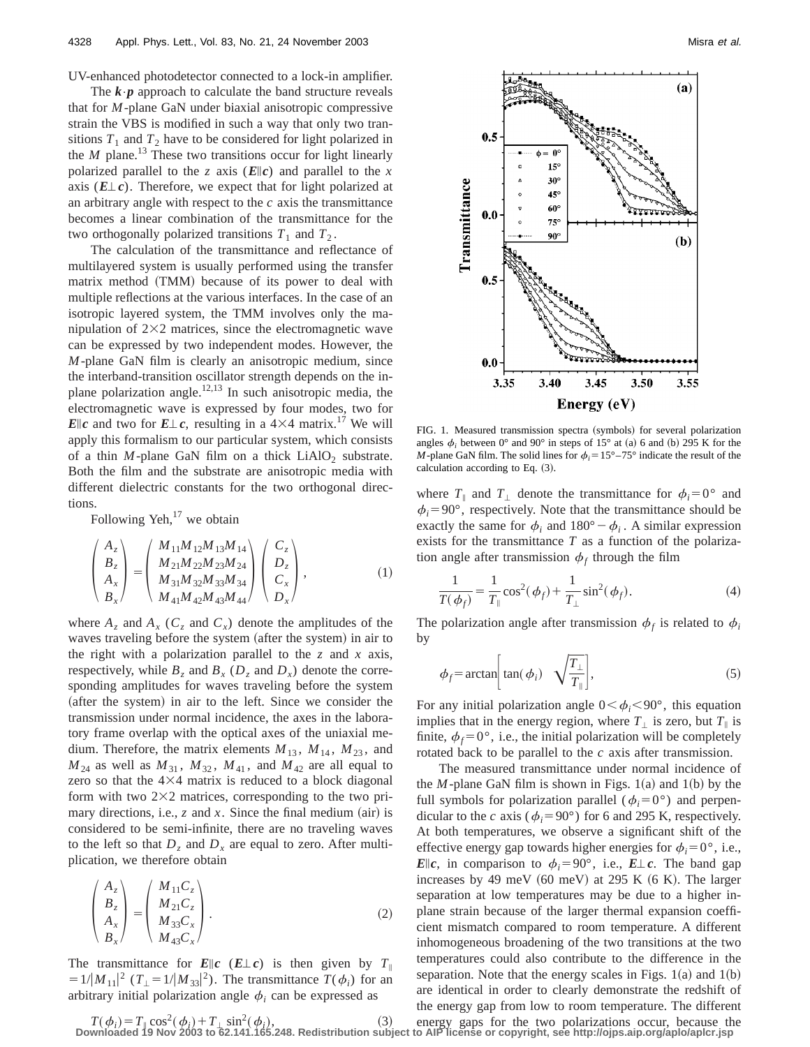UV-enhanced photodetector connected to a lock-in amplifier.

The $\boldsymbol{k}\cdot\boldsymbol{p}$ approach to calculate the band structure reveals that for *M*-plane GaN under biaxial anisotropic compressive strain the VBS is modified in such a way that only two transitions $T_1$ and $T_2$ have to be considered for light polarized in the *M* plane.[13] These two transitions occur for light linearly polarized parallel to the *z* axis ($\boldsymbol{E}\parallel\boldsymbol{c}$) and parallel to the *x* axis ($\boldsymbol{E}\perp\boldsymbol{c}$). Therefore, we expect that for light polarized at an arbitrary angle with respect to the *c* axis the transmittance becomes a linear combination of the transmittance for the two orthogonally polarized transitions $T_1$ and $T_2$.

The calculation of the transmittance and reflectance of multilayered system is usually performed using the transfer matrix method (TMM) because of its power to deal with multiple reflections at the various interfaces. In the case of an isotropic layered system, the TMM involves only the manipulation of $2\times2$ matrices, since the electromagnetic wave can be expressed by two independent modes. However, the *M*-plane GaN film is clearly an anisotropic medium, since the interband-transition oscillator strength depends on the in-plane polarization angle.[12,13] In such anisotropic media, the electromagnetic wave is expressed by four modes, two for $\boldsymbol{E}\parallel\boldsymbol{c}$ and two for $\boldsymbol{E}\perp\boldsymbol{c}$, resulting in a $4\times4$ matrix.[17] We will apply this formalism to our particular system, which consists of a thin *M*-plane GaN film on a thick $LiAlO_2$ substrate. Both the film and the substrate are anisotropic media with different dielectric constants for the two orthogonal directions.

Following Yeh,[17] we obtain

$$\begin{pmatrix} A_z \\ B_z \\ A_x \\ B_x \end{pmatrix} = \begin{pmatrix} M_{11} M_{12} M_{13} M_{14} \\ M_{21} M_{22} M_{23} M_{24} \\ M_{31} M_{32} M_{33} M_{34} \\ M_{41} M_{42} M_{43} M_{44} \end{pmatrix} \begin{pmatrix} C_z \\ D_z \\ C_x \\ D_x \end{pmatrix}, \tag{1}$$

where $A_z$ and $A_x$ ($C_z$ and $C_x$) denote the amplitudes of the waves traveling before the system (after the system) in air to the right with a polarization parallel to the *z* and *x* axis, respectively, while $B_z$ and $B_x$ ($D_z$ and $D_x$) denote the corresponding amplitudes for waves traveling before the system (after the system) in air to the left. Since we consider the transmission under normal incidence, the axes in the laboratory frame overlap with the optical axes of the uniaxial medium. Therefore, the matrix elements $M_{13}$, $M_{14}$, $M_{23}$, and $M_{24}$ as well as $M_{31}$, $M_{32}$, $M_{41}$, and $M_{42}$ are all equal to zero so that the $4\times4$ matrix is reduced to a block diagonal form with two $2\times2$ matrices, corresponding to the two primary directions, i.e., *z* and *x*. Since the final medium (air) is considered to be semi-infinite, there are no traveling waves to the left so that $D_z$ and $D_x$ are equal to zero. After multiplication, we therefore obtain

$$\begin{pmatrix} A_z \\ B_z \\ A_x \\ B_x \end{pmatrix} = \begin{pmatrix} M_{11} C_z \\ M_{21} C_z \\ M_{33} C_x \\ M_{43} C_x \end{pmatrix}. \tag{2}$$

The transmittance for $\boldsymbol{E}\parallel\boldsymbol{c}$ ($\boldsymbol{E}\perp\boldsymbol{c}$) is then given by $T_\parallel = 1/|M_{11}|^2$ ($T_\perp = 1/|M_{33}|^2$). The transmittance $T(\phi_i)$ for an arbitrary initial polarization angle $\phi_i$ can be expressed as

$$T(\phi_i) = T_\parallel \cos^2(\phi_i) + T_\perp \sin^2(\phi_i), \tag{3}$$

FIG. 1. Measured transmission spectra (symbols) for several polarization angles $\phi_i$ between 0° and 90° in steps of 15° at (a) 6 and (b) 295 K for the *M*-plane GaN film. The solid lines for $\phi_i = 15°–75°$ indicate the result of the calculation according to Eq. (3).

where $T_\parallel$ and $T_\perp$ denote the transmittance for $\phi_i = 0°$ and $\phi_i = 90°$, respectively. Note that the transmittance should be exactly the same for $\phi_i$ and $180° - \phi_i$. A similar expression exists for the transmittance $T$ as a function of the polarization angle after transmission $\phi_f$ through the film

$$\frac{1}{T(\phi_f)} = \frac{1}{T_\parallel}\cos^2(\phi_f) + \frac{1}{T_\perp}\sin^2(\phi_f). \tag{4}$$

The polarization angle after transmission $\phi_f$ is related to $\phi_i$ by

$$\phi_f = \arctan\left[\tan(\phi_i) \sqrt{\frac{T_\perp}{T_\parallel}}\right], \tag{5}$$

For any initial polarization angle $0 < \phi_i < 90°$, this equation implies that in the energy region, where $T_\perp$ is zero, but $T_\parallel$ is finite, $\phi_f = 0°$, i.e., the initial polarization will be completely rotated back to be parallel to the *c* axis after transmission.

The measured transmittance under normal incidence of the *M*-plane GaN film is shown in Figs. 1(a) and 1(b) by the full symbols for polarization parallel ($\phi_i = 0°$) and perpendicular to the *c* axis ($\phi_i = 90°$) for 6 and 295 K, respectively. At both temperatures, we observe a significant shift of the effective energy gap towards higher energies for $\phi_i = 0°$, i.e., $\boldsymbol{E}\parallel\boldsymbol{c}$, in comparison to $\phi_i = 90°$, i.e., $\boldsymbol{E}\perp\boldsymbol{c}$. The band gap increases by 49 meV (60 meV) at 295 K (6 K). The larger separation at low temperatures may be due to a higher in-plane strain because of the larger thermal expansion coefficient mismatch compared to room temperature. A different inhomogeneous broadening of the two transitions at the two temperatures could also contribute to the difference in the separation. Note that the energy scales in Figs. 1(a) and 1(b) are identical in order to clearly demonstrate the redshift of the energy gap from low to room temperature. The different energy gaps for the two polarizations occur, because the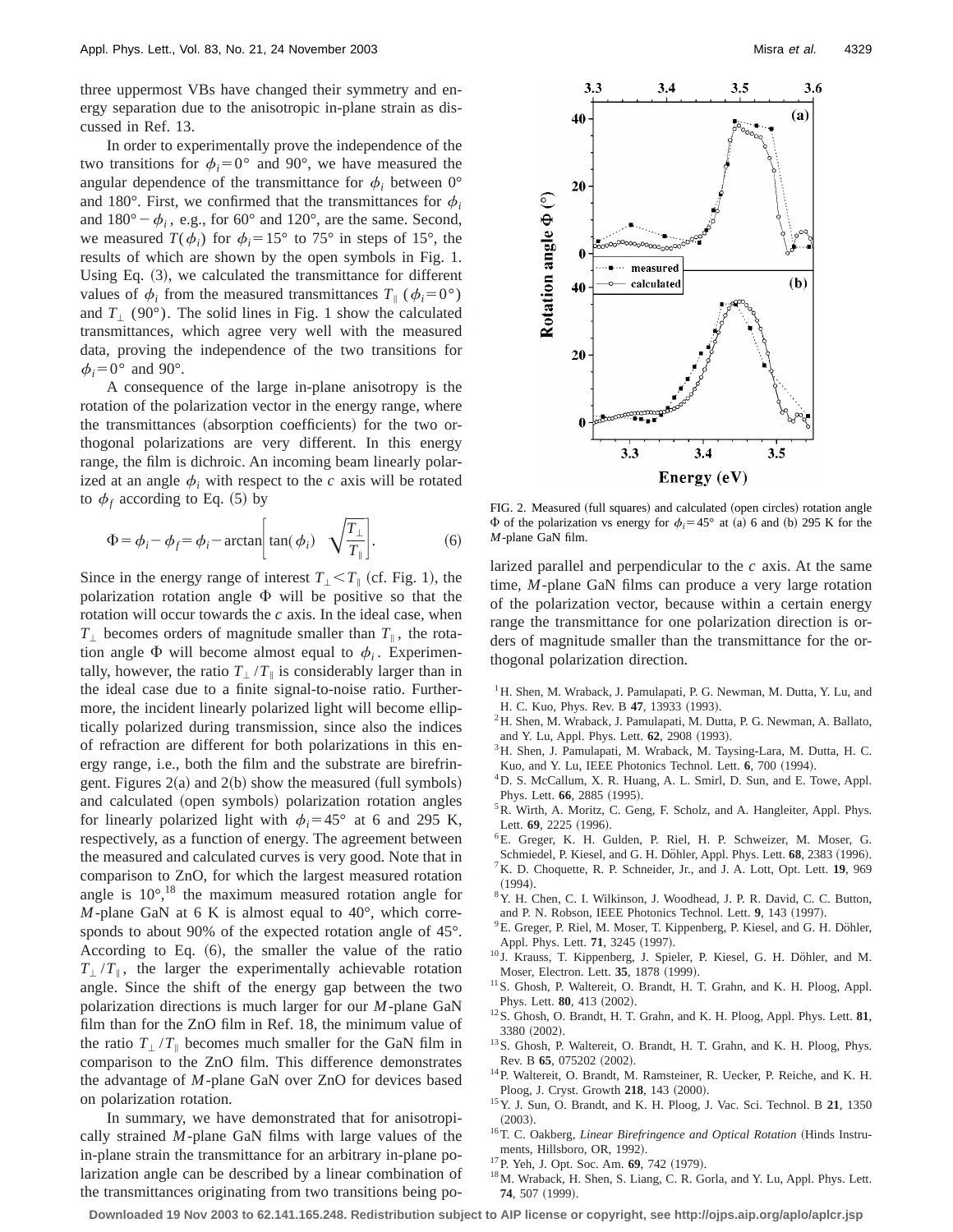three uppermost VBs have changed their symmetry and energy separation due to the anisotropic in-plane strain as discussed in Ref. 13.

In order to experimentally prove the independence of the two transitions for $\phi_i = 0°$ and 90°, we have measured the angular dependence of the transmittance for $\phi_i$ between 0° and 180°. First, we confirmed that the transmittances for $\phi_i$ and $180° - \phi_i$, e.g., for 60° and 120°, are the same. Second, we measured $T(\phi_i)$ for $\phi_i = 15°$ to 75° in steps of 15°, the results of which are shown by the open symbols in Fig. 1. Using Eq. (3), we calculated the transmittance for different values of $\phi_i$ from the measured transmittances $T_\parallel$ ($\phi_i = 0°$) and $T_\perp$ (90°). The solid lines in Fig. 1 show the calculated transmittances, which agree very well with the measured data, proving the independence of the two transitions for $\phi_i = 0°$ and 90°.

A consequence of the large in-plane anisotropy is the rotation of the polarization vector in the energy range, where the transmittances (absorption coefficients) for the two orthogonal polarizations are very different. In this energy range, the film is dichroic. An incoming beam linearly polarized at an angle $\phi_i$ with respect to the $c$ axis will be rotated to $\phi_f$ according to Eq. (5) by

$$\Phi = \phi_i - \phi_f = \phi_i - \arctan\left[\tan(\phi_i) \quad \sqrt{\frac{T_\perp}{T_\parallel}}\right]. \tag{6}$$

Since in the energy range of interest $T_\perp < T_\parallel$ (cf. Fig. 1), the polarization rotation angle $\Phi$ will be positive so that the rotation will occur towards the $c$ axis. In the ideal case, when $T_\perp$ becomes orders of magnitude smaller than $T_\parallel$, the rotation angle $\Phi$ will become almost equal to $\phi_i$. Experimentally, however, the ratio $T_\perp / T_\parallel$ is considerably larger than in the ideal case due to a finite signal-to-noise ratio. Furthermore, the incident linearly polarized light will become elliptically polarized during transmission, since also the indices of refraction are different for both polarizations in this energy range, i.e., both the film and the substrate are birefringent. Figures 2(a) and 2(b) show the measured (full symbols) and calculated (open symbols) polarization rotation angles for linearly polarized light with $\phi_i = 45°$ at 6 and 295 K, respectively, as a function of energy. The agreement between the measured and calculated curves is very good. Note that in comparison to ZnO, for which the largest measured rotation angle is 10°,[18] the maximum measured rotation angle for $M$-plane GaN at 6 K is almost equal to 40°, which corresponds to about 90% of the expected rotation angle of 45°. According to Eq. (6), the smaller the value of the ratio $T_\perp / T_\parallel$, the larger the experimentally achievable rotation angle. Since the shift of the energy gap between the two polarization directions is much larger for our $M$-plane GaN film than for the ZnO film in Ref. 18, the minimum value of the ratio $T_\perp / T_\parallel$ becomes much smaller for the GaN film in comparison to the ZnO film. This difference demonstrates the advantage of $M$-plane GaN over ZnO for devices based on polarization rotation.

In summary, we have demonstrated that for anisotropically strained $M$-plane GaN films with large values of the in-plane strain the transmittance for an arbitrary in-plane polarization angle can be described by a linear combination of the transmittances originating from two transitions being polarized parallel and perpendicular to the $c$ axis. At the same time, $M$-plane GaN films can produce a very large rotation of the polarization vector, because within a certain energy range the transmittance for one polarization direction is orders of magnitude smaller than the transmittance for the orthogonal polarization direction.

3.3
3.4
3.5
3.6
(a)
(b)
40
20
0
40
20
0
Rotation angle Φ (°)
measured
calculated
3.3
3.4
3.5
Energy (eV)

FIG. 2. Measured (full squares) and calculated (open circles) rotation angle $\Phi$ of the polarization vs energy for $\phi_i = 45°$ at (a) 6 and (b) 295 K for the $M$-plane GaN film.

[1] H. Shen, M. Wraback, J. Pamulapati, P. G. Newman, M. Dutta, Y. Lu, and H. C. Kuo, Phys. Rev. B **47**, 13933 (1993).
[2] H. Shen, M. Wraback, J. Pamulapati, M. Dutta, P. G. Newman, A. Ballato, and Y. Lu, Appl. Phys. Lett. **62**, 2908 (1993).
[3] H. Shen, J. Pamulapati, M. Wraback, M. Taysing-Lara, M. Dutta, H. C. Kuo, and Y. Lu, IEEE Photonics Technol. Lett. **6**, 700 (1994).
[4] D. S. McCallum, X. R. Huang, A. L. Smirl, D. Sun, and E. Towe, Appl. Phys. Lett. **66**, 2885 (1995).
[5] R. Wirth, A. Moritz, C. Geng, F. Scholz, and A. Hangleiter, Appl. Phys. Lett. **69**, 2225 (1996).
[6] E. Greger, K. H. Gulden, P. Riel, H. P. Schweizer, M. Moser, G. Schmiedel, P. Kiesel, and G. H. Döhler, Appl. Phys. Lett. **68**, 2383 (1996).
[7] K. D. Choquette, R. P. Schneider, Jr., and J. A. Lott, Opt. Lett. **19**, 969 (1994).
[8] Y. H. Chen, C. I. Wilkinson, J. Woodhead, J. P. R. David, C. C. Button, and P. N. Robson, IEEE Photonics Technol. Lett. **9**, 143 (1997).
[9] E. Greger, P. Riel, M. Moser, T. Kippenberg, P. Kiesel, and G. H. Döhler, Appl. Phys. Lett. **71**, 3245 (1997).
[10] J. Krauss, T. Kippenberg, J. Spieler, P. Kiesel, G. H. Döhler, and M. Moser, Electron. Lett. **35**, 1878 (1999).
[11] S. Ghosh, P. Waltereit, O. Brandt, H. T. Grahn, and K. H. Ploog, Appl. Phys. Lett. **80**, 413 (2002).
[12] S. Ghosh, O. Brandt, H. T. Grahn, and K. H. Ploog, Appl. Phys. Lett. **81**, 3380 (2002).
[13] S. Ghosh, P. Waltereit, O. Brandt, H. T. Grahn, and K. H. Ploog, Phys. Rev. B **65**, 075202 (2002).
[14] P. Waltereit, O. Brandt, M. Ramsteiner, R. Uecker, P. Reiche, and K. H. Ploog, J. Cryst. Growth **218**, 143 (2000).
[15] Y. J. Sun, O. Brandt, and K. H. Ploog, J. Vac. Sci. Technol. B **21**, 1350 (2003).
[16] T. C. Oakberg, *Linear Birefringence and Optical Rotation* (Hinds Instruments, Hillsboro, OR, 1992).
[17] P. Yeh, J. Opt. Soc. Am. **69**, 742 (1979).
[18] M. Wraback, H. Shen, S. Liang, C. R. Gorla, and Y. Lu, Appl. Phys. Lett. **74**, 507 (1999).